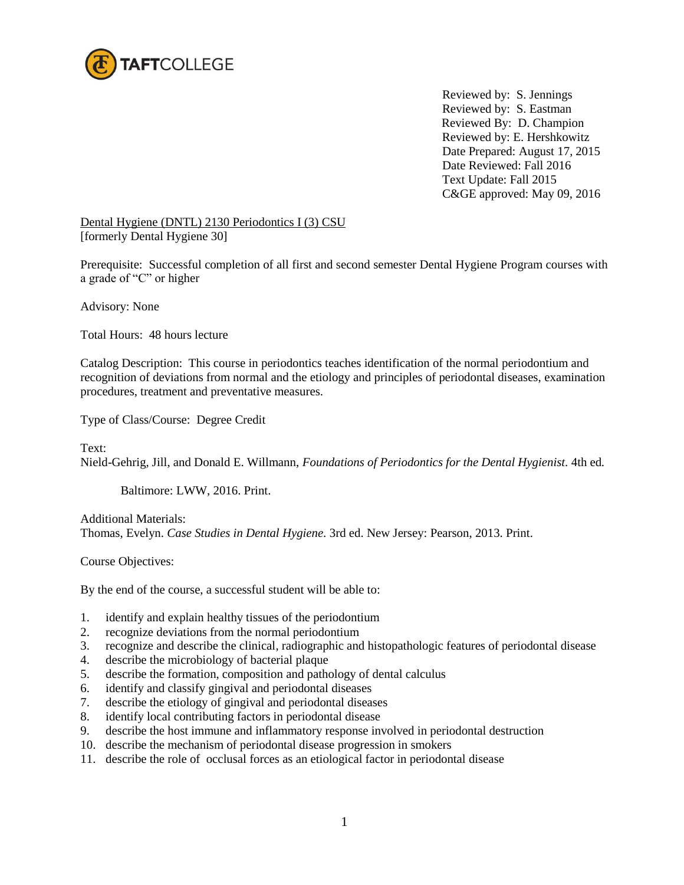TAFTCOLLEGE

Reviewed by: S. Jennings
Reviewed by: S. Eastman
Reviewed By: D. Champion
Reviewed by: E. Hershkowitz
Date Prepared: August 17, 2015
Date Reviewed: Fall 2016
Text Update: Fall 2015
C&GE approved: May 09, 2016

Dental Hygiene (DNTL) 2130 Periodontics I (3) CSU
[formerly Dental Hygiene 30]

Prerequisite: Successful completion of all first and second semester Dental Hygiene Program courses with a grade of "C" or higher

Advisory: None

Total Hours: 48 hours lecture

Catalog Description: This course in periodontics teaches identification of the normal periodontium and recognition of deviations from normal and the etiology and principles of periodontal diseases, examination procedures, treatment and preventative measures.

Type of Class/Course: Degree Credit

Text:
Nield-Gehrig, Jill, and Donald E. Willmann, *Foundations of Periodontics for the Dental Hygienist*. 4th ed. Baltimore: LWW, 2016. Print.

Additional Materials:
Thomas, Evelyn. *Case Studies in Dental Hygiene*. 3rd ed. New Jersey: Pearson, 2013. Print.

Course Objectives:

By the end of the course, a successful student will be able to:

1. identify and explain healthy tissues of the periodontium
2. recognize deviations from the normal periodontium
3. recognize and describe the clinical, radiographic and histopathologic features of periodontal disease
4. describe the microbiology of bacterial plaque
5. describe the formation, composition and pathology of dental calculus
6. identify and classify gingival and periodontal diseases
7. describe the etiology of gingival and periodontal diseases
8. identify local contributing factors in periodontal disease
9. describe the host immune and inflammatory response involved in periodontal destruction
10. describe the mechanism of periodontal disease progression in smokers
11. describe the role of occlusal forces as an etiological factor in periodontal disease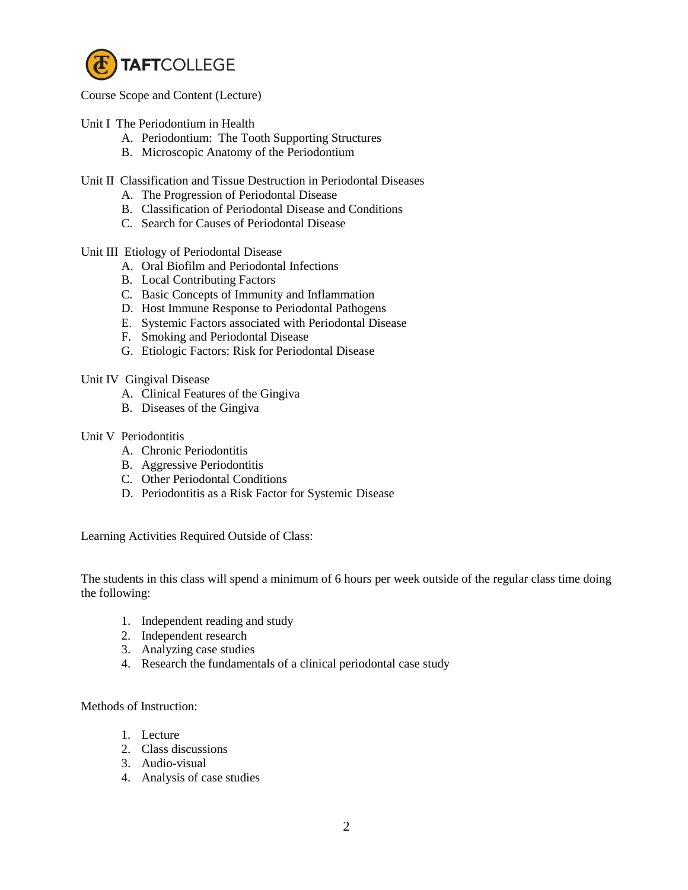Course Scope and Content (Lecture)

Unit I The Periodontium in Health

A. Periodontium: The Tooth Supporting Structures
B. Microscopic Anatomy of the Periodontium

Unit II Classification and Tissue Destruction in Periodontal Diseases

A. The Progression of Periodontal Disease
B. Classification of Periodontal Disease and Conditions
C. Search for Causes of Periodontal Disease

Unit III Etiology of Periodontal Disease

A. Oral Biofilm and Periodontal Infections
B. Local Contributing Factors
C. Basic Concepts of Immunity and Inflammation
D. Host Immune Response to Periodontal Pathogens
E. Systemic Factors associated with Periodontal Disease
F. Smoking and Periodontal Disease
G. Etiologic Factors: Risk for Periodontal Disease

Unit IV Gingival Disease

A. Clinical Features of the Gingiva
B. Diseases of the Gingiva

Unit V Periodontitis

A. Chronic Periodontitis
B. Aggressive Periodontitis
C. Other Periodontal Conditions
D. Periodontitis as a Risk Factor for Systemic Disease

Learning Activities Required Outside of Class:

The students in this class will spend a minimum of 6 hours per week outside of the regular class time doing the following:

1. Independent reading and study
2. Independent research
3. Analyzing case studies
4. Research the fundamentals of a clinical periodontal case study

Methods of Instruction:

1. Lecture
2. Class discussions
3. Audio-visual
4. Analysis of case studies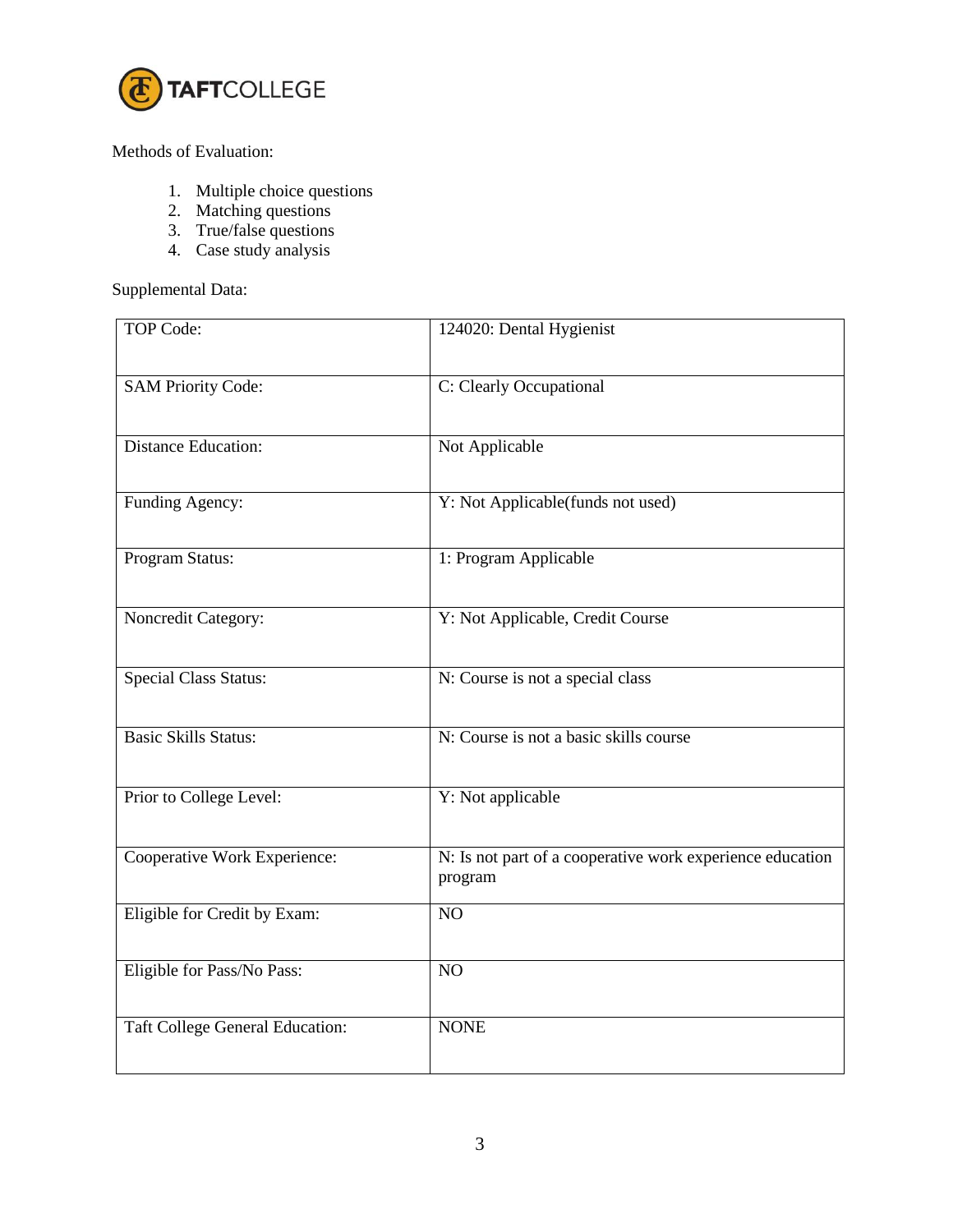Methods of Evaluation:

1. Multiple choice questions
2. Matching questions
3. True/false questions
4. Case study analysis

Supplemental Data:

| | |
|---|---|
| TOP Code: | 124020: Dental Hygienist |
| SAM Priority Code: | C: Clearly Occupational |
| Distance Education: | Not Applicable |
| Funding Agency: | Y: Not Applicable(funds not used) |
| Program Status: | 1: Program Applicable |
| Noncredit Category: | Y: Not Applicable, Credit Course |
| Special Class Status: | N: Course is not a special class |
| Basic Skills Status: | N: Course is not a basic skills course |
| Prior to College Level: | Y: Not applicable |
| Cooperative Work Experience: | N: Is not part of a cooperative work experience education program |
| Eligible for Credit by Exam: | NO |
| Eligible for Pass/No Pass: | NO |
| Taft College General Education: | NONE |